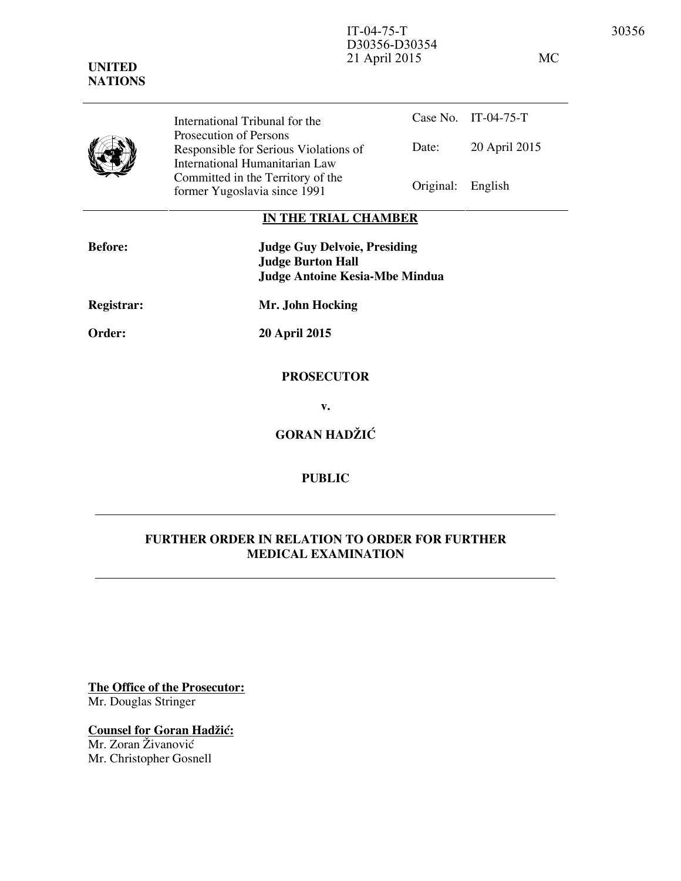IT-04-75-T
D30356-D30354
21 April 2015 MC

**UNITED NATIONS**

| | |
|---|---|
| International Tribunal for the Prosecution of Persons Responsible for Serious Violations of International Humanitarian Law Committed in the Territory of the former Yugoslavia since 1991 | Case No. IT-04-75-T<br>Date: 20 April 2015<br>Original: English |

**IN THE TRIAL CHAMBER**

| | |
|---|---|
| **Before:** | **Judge Guy Delvoie, Presiding**<br>**Judge Burton Hall**<br>**Judge Antoine Kesia-Mbe Mindua** |
| **Registrar:** | **Mr. John Hocking** |
| **Order:** | **20 April 2015** |

**PROSECUTOR**

**v.**

**GORAN HADŽIĆ**

**PUBLIC**

## FURTHER ORDER IN RELATION TO ORDER FOR FURTHER MEDICAL EXAMINATION

**The Office of the Prosecutor:**
Mr. Douglas Stringer

**Counsel for Goran Hadžić:**
Mr. Zoran Živanović
Mr. Christopher Gosnell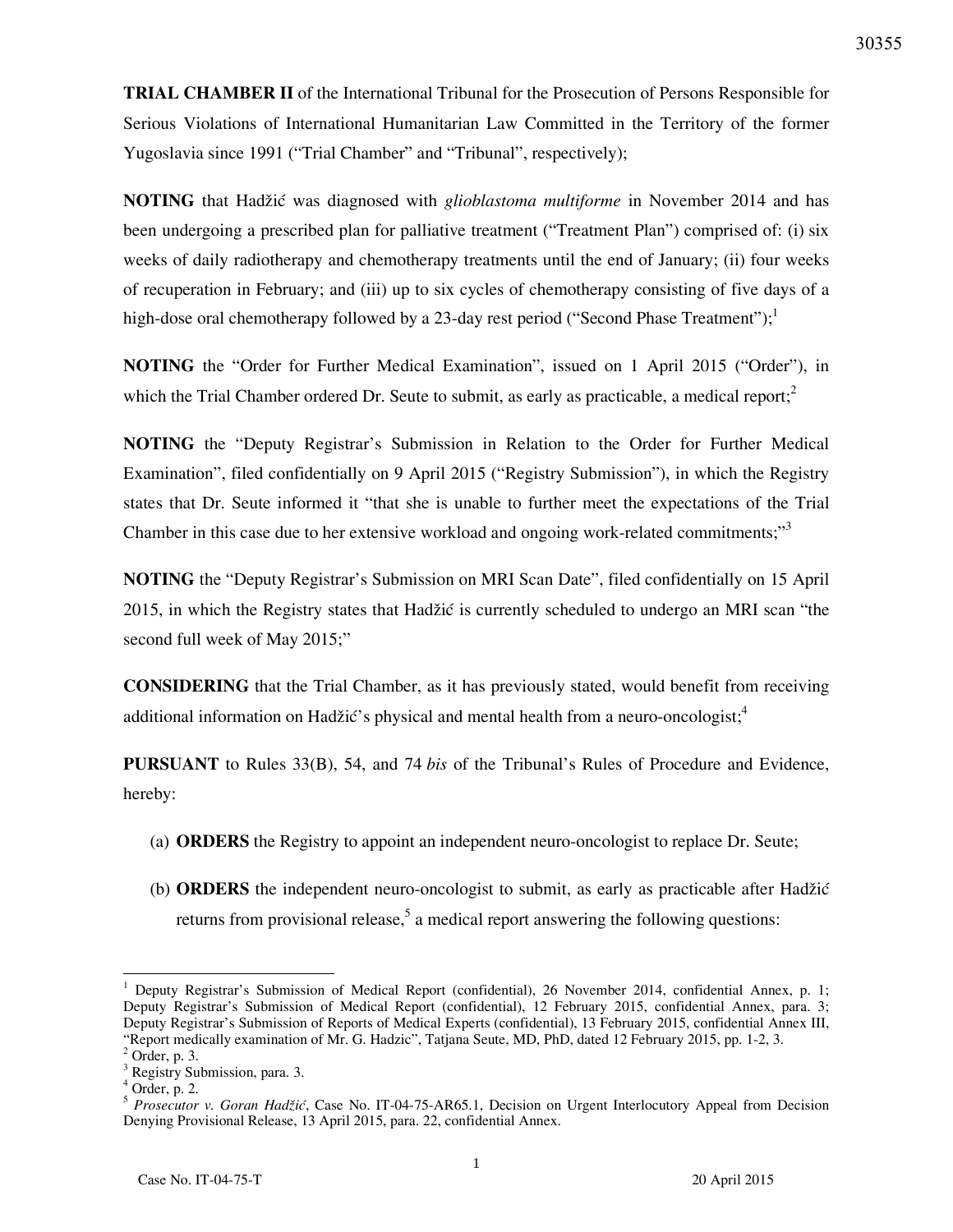**TRIAL CHAMBER II** of the International Tribunal for the Prosecution of Persons Responsible for Serious Violations of International Humanitarian Law Committed in the Territory of the former Yugoslavia since 1991 ("Trial Chamber" and "Tribunal", respectively);

**NOTING** that Hadžić was diagnosed with *glioblastoma multiforme* in November 2014 and has been undergoing a prescribed plan for palliative treatment ("Treatment Plan") comprised of: (i) six weeks of daily radiotherapy and chemotherapy treatments until the end of January; (ii) four weeks of recuperation in February; and (iii) up to six cycles of chemotherapy consisting of five days of a high-dose oral chemotherapy followed by a 23-day rest period ("Second Phase Treatment");[1]

**NOTING** the "Order for Further Medical Examination", issued on 1 April 2015 ("Order"), in which the Trial Chamber ordered Dr. Seute to submit, as early as practicable, a medical report;[2]

**NOTING** the "Deputy Registrar's Submission in Relation to the Order for Further Medical Examination", filed confidentially on 9 April 2015 ("Registry Submission"), in which the Registry states that Dr. Seute informed it "that she is unable to further meet the expectations of the Trial Chamber in this case due to her extensive workload and ongoing work-related commitments;"[3]

**NOTING** the "Deputy Registrar's Submission on MRI Scan Date", filed confidentially on 15 April 2015, in which the Registry states that Hadžić is currently scheduled to undergo an MRI scan "the second full week of May 2015;"

**CONSIDERING** that the Trial Chamber, as it has previously stated, would benefit from receiving additional information on Hadžić's physical and mental health from a neuro-oncologist;[4]

**PURSUANT** to Rules 33(B), 54, and 74 *bis* of the Tribunal's Rules of Procedure and Evidence, hereby:

(a) **ORDERS** the Registry to appoint an independent neuro-oncologist to replace Dr. Seute;

(b) **ORDERS** the independent neuro-oncologist to submit, as early as practicable after Hadžić returns from provisional release,[5] a medical report answering the following questions:

---

[1] Deputy Registrar's Submission of Medical Report (confidential), 26 November 2014, confidential Annex, p. 1; Deputy Registrar's Submission of Medical Report (confidential), 12 February 2015, confidential Annex, para. 3; Deputy Registrar's Submission of Reports of Medical Experts (confidential), 13 February 2015, confidential Annex III, "Report medically examination of Mr. G. Hadzic", Tatjana Seute, MD, PhD, dated 12 February 2015, pp. 1-2, 3.

[2] Order, p. 3.

[3] Registry Submission, para. 3.

[4] Order, p. 2.

[5] *Prosecutor v. Goran Hadžić*, Case No. IT-04-75-AR65.1, Decision on Urgent Interlocutory Appeal from Decision Denying Provisional Release, 13 April 2015, para. 22, confidential Annex.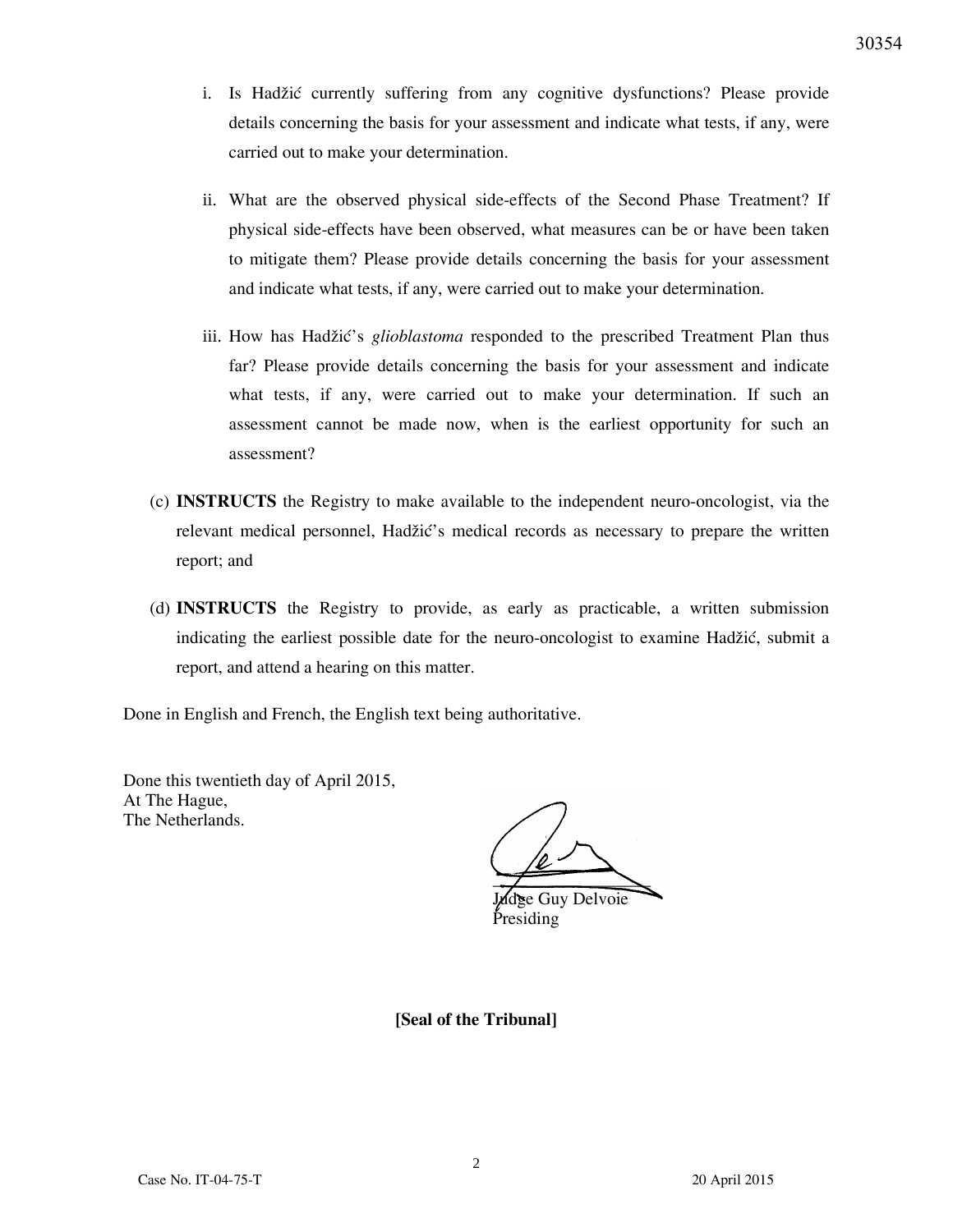i. Is Hadžić currently suffering from any cognitive dysfunctions? Please provide details concerning the basis for your assessment and indicate what tests, if any, were carried out to make your determination.

ii. What are the observed physical side-effects of the Second Phase Treatment? If physical side-effects have been observed, what measures can be or have been taken to mitigate them? Please provide details concerning the basis for your assessment and indicate what tests, if any, were carried out to make your determination.

iii. How has Hadžić's *glioblastoma* responded to the prescribed Treatment Plan thus far? Please provide details concerning the basis for your assessment and indicate what tests, if any, were carried out to make your determination. If such an assessment cannot be made now, when is the earliest opportunity for such an assessment?

(c) **INSTRUCTS** the Registry to make available to the independent neuro-oncologist, via the relevant medical personnel, Hadžić's medical records as necessary to prepare the written report; and

(d) **INSTRUCTS** the Registry to provide, as early as practicable, a written submission indicating the earliest possible date for the neuro-oncologist to examine Hadžić, submit a report, and attend a hearing on this matter.

Done in English and French, the English text being authoritative.

Done this twentieth day of April 2015,
At The Hague,
The Netherlands.

Judge Guy Delvoie
Presiding

**[Seal of the Tribunal]**